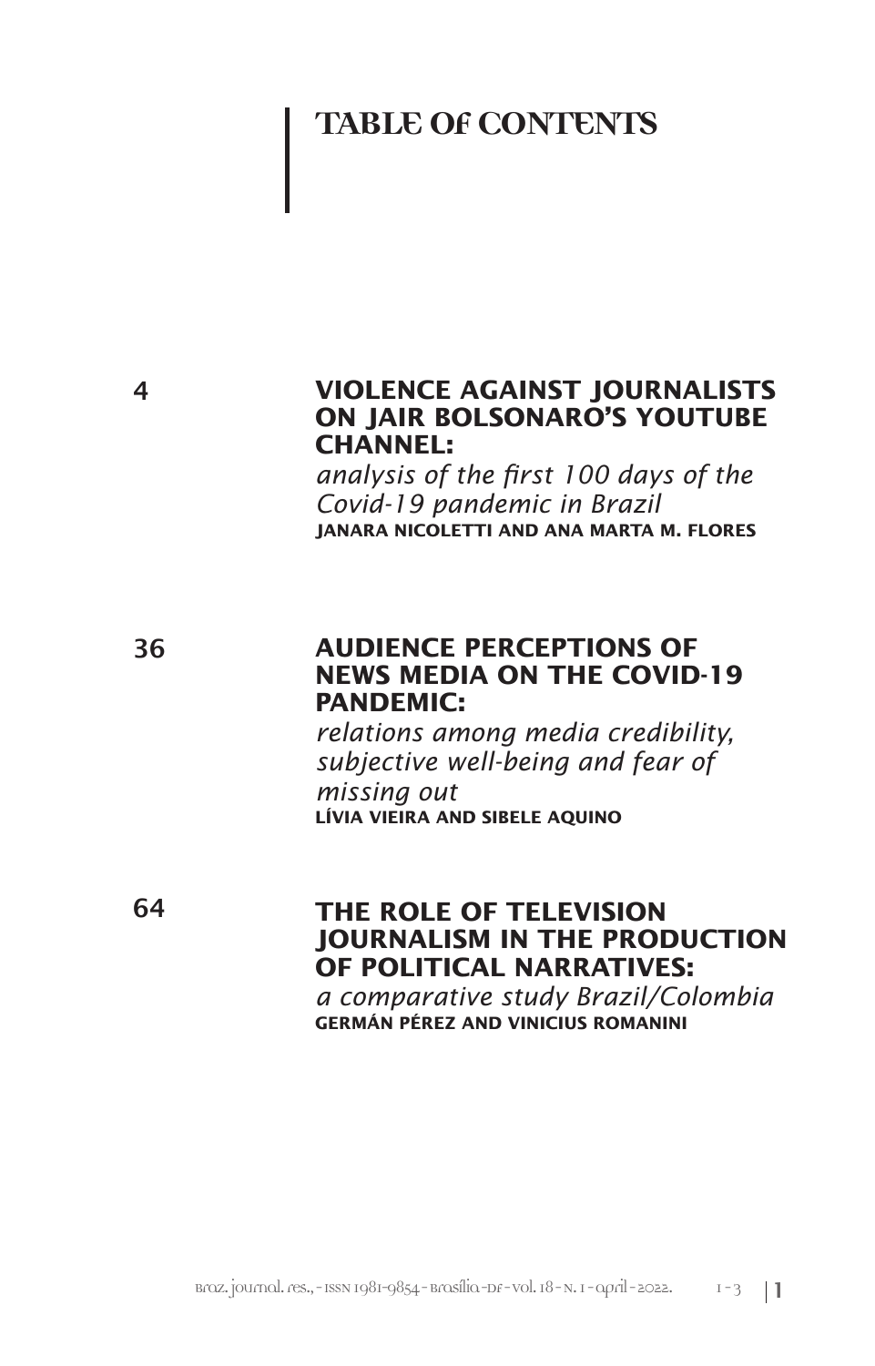# TABLE OF CONTENTS

4 **VIOLENCE AGAINST JOURNALISTS ON JAIR BOLSONARO'S YOUTUBE CHANNEL:**
*analysis of the first 100 days of the Covid-19 pandemic in Brazil*
**JANARA NICOLETTI AND ANA MARTA M. FLORES**

36 **AUDIENCE PERCEPTIONS OF NEWS MEDIA ON THE COVID-19 PANDEMIC:**
*relations among media credibility, subjective well-being and fear of missing out*
**LÍVIA VIEIRA AND SIBELE AQUINO**

64 **THE ROLE OF TELEVISION JOURNALISM IN THE PRODUCTION OF POLITICAL NARRATIVES:**
*a comparative study Brazil/Colombia*
**GERMÁN PÉREZ AND VINICIUS ROMANINI**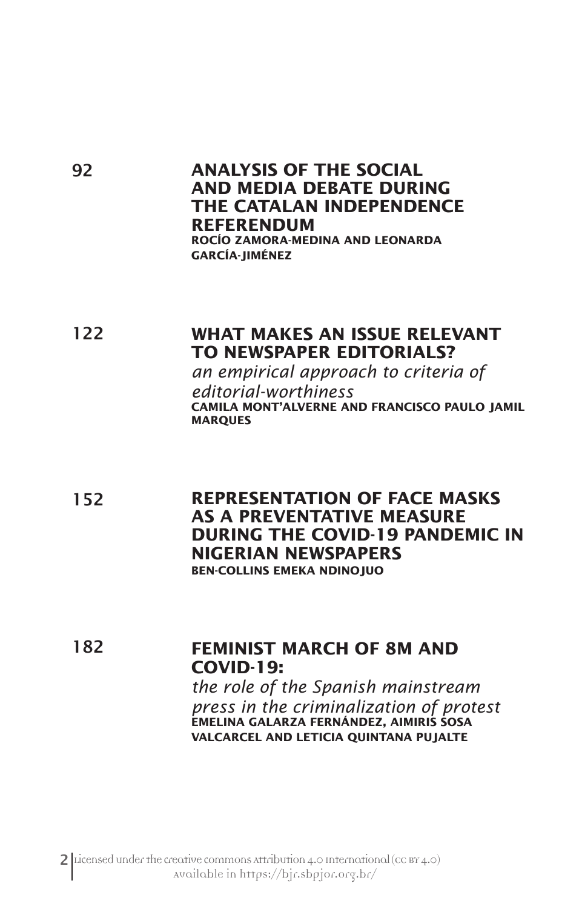92 **ANALYSIS OF THE SOCIAL AND MEDIA DEBATE DURING THE CATALAN INDEPENDENCE REFERENDUM**
**ROCÍO ZAMORA-MEDINA AND LEONARDA GARCÍA-JIMÉNEZ**

122 **WHAT MAKES AN ISSUE RELEVANT TO NEWSPAPER EDITORIALS?**
*an empirical approach to criteria of editorial-worthiness*
**CAMILA MONT'ALVERNE AND FRANCISCO PAULO JAMIL MARQUES**

152 **REPRESENTATION OF FACE MASKS AS A PREVENTATIVE MEASURE DURING THE COVID-19 PANDEMIC IN NIGERIAN NEWSPAPERS**
**BEN-COLLINS EMEKA NDINOJUO**

182 **FEMINIST MARCH OF 8M AND COVID-19:**
*the role of the Spanish mainstream press in the criminalization of protest*
**EMELINA GALARZA FERNÁNDEZ, AIMIRIS SOSA VALCARCEL AND LETICIA QUINTANA PUJALTE**

Licensed under the creative commons Attribution 4.0 International (CC BY 4.0)
Available in https://bjr.sbpjor.org.br/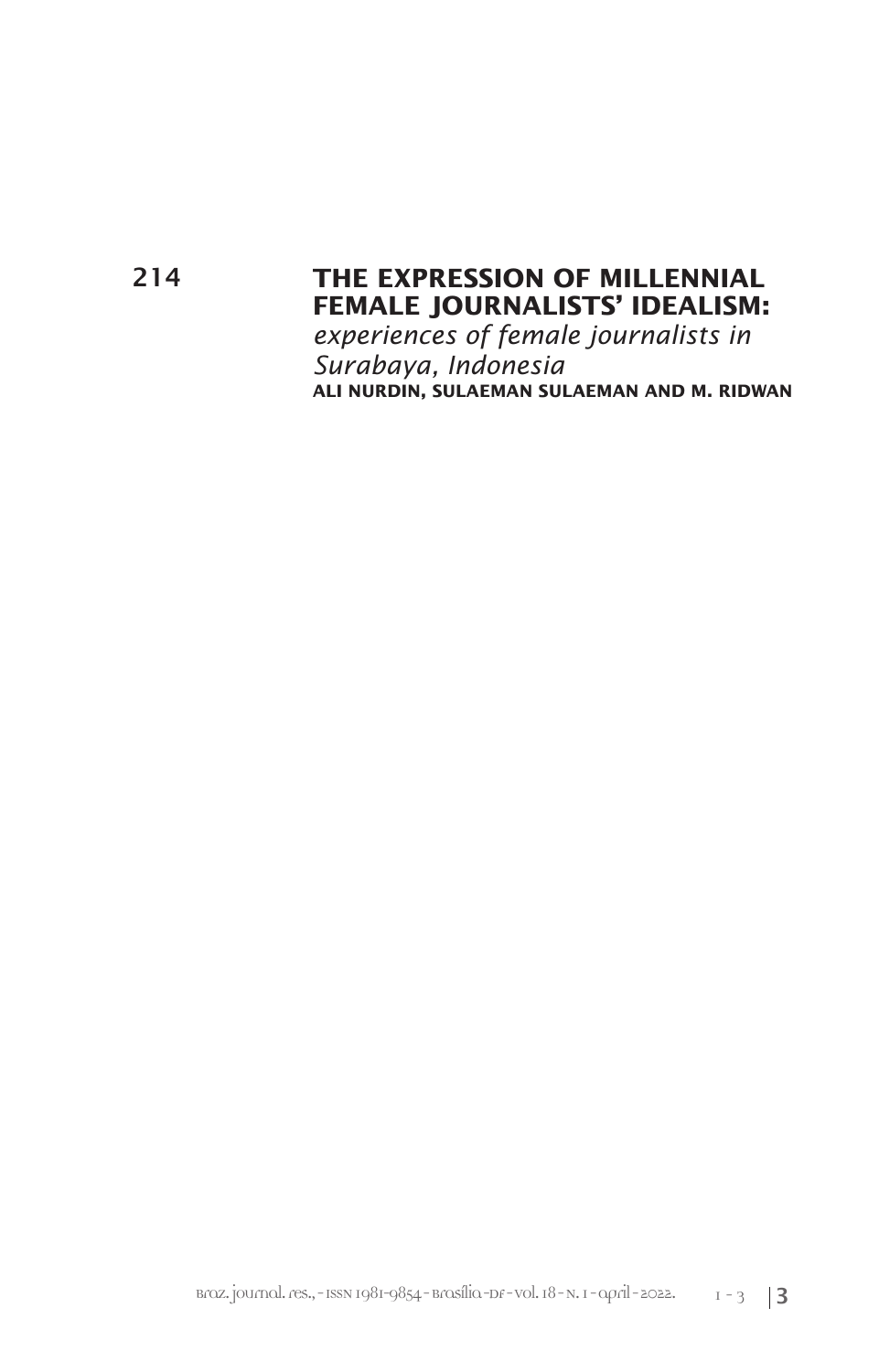214 **THE EXPRESSION OF MILLENNIAL FEMALE JOURNALISTS' IDEALISM:**
*experiences of female journalists in Surabaya, Indonesia*
**ALI NURDIN, SULAEMAN SULAEMAN AND M. RIDWAN**